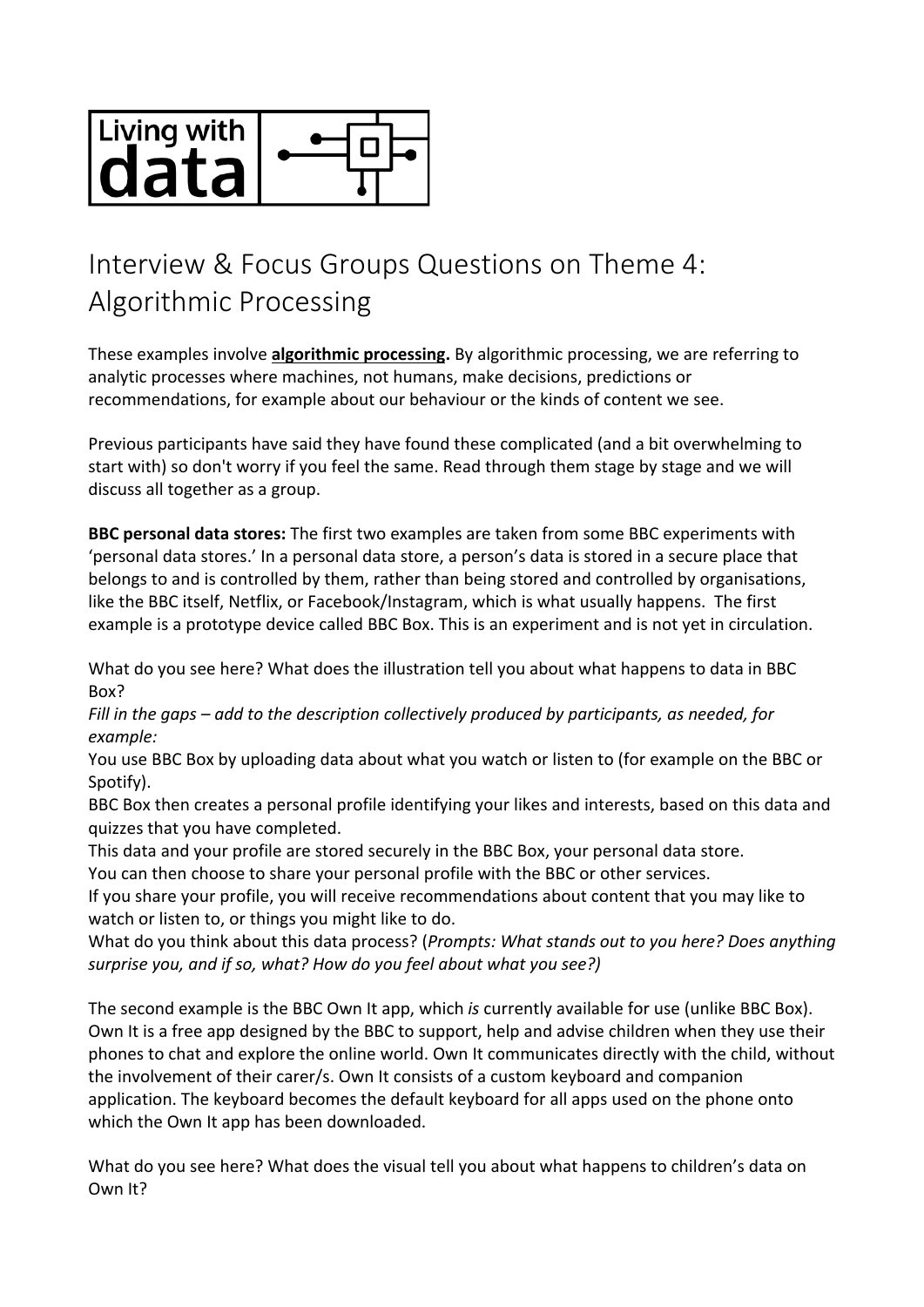Living with data

# Interview & Focus Groups Questions on Theme 4: Algorithmic Processing

These examples involve **algorithmic processing.** By algorithmic processing, we are referring to analytic processes where machines, not humans, make decisions, predictions or recommendations, for example about our behaviour or the kinds of content we see.

Previous participants have said they have found these complicated (and a bit overwhelming to start with) so don't worry if you feel the same. Read through them stage by stage and we will discuss all together as a group.

**BBC personal data stores:** The first two examples are taken from some BBC experiments with 'personal data stores.' In a personal data store, a person's data is stored in a secure place that belongs to and is controlled by them, rather than being stored and controlled by organisations, like the BBC itself, Netflix, or Facebook/Instagram, which is what usually happens. The first example is a prototype device called BBC Box. This is an experiment and is not yet in circulation.

What do you see here? What does the illustration tell you about what happens to data in BBC Box?

*Fill in the gaps – add to the description collectively produced by participants, as needed, for example:*

You use BBC Box by uploading data about what you watch or listen to (for example on the BBC or Spotify).

BBC Box then creates a personal profile identifying your likes and interests, based on this data and quizzes that you have completed.

This data and your profile are stored securely in the BBC Box, your personal data store.

You can then choose to share your personal profile with the BBC or other services.

If you share your profile, you will receive recommendations about content that you may like to watch or listen to, or things you might like to do.

What do you think about this data process? (*Prompts: What stands out to you here? Does anything surprise you, and if so, what? How do you feel about what you see?)*

The second example is the BBC Own It app, which *is* currently available for use (unlike BBC Box). Own It is a free app designed by the BBC to support, help and advise children when they use their phones to chat and explore the online world. Own It communicates directly with the child, without the involvement of their carer/s. Own It consists of a custom keyboard and companion application. The keyboard becomes the default keyboard for all apps used on the phone onto which the Own It app has been downloaded.

What do you see here? What does the visual tell you about what happens to children's data on Own It?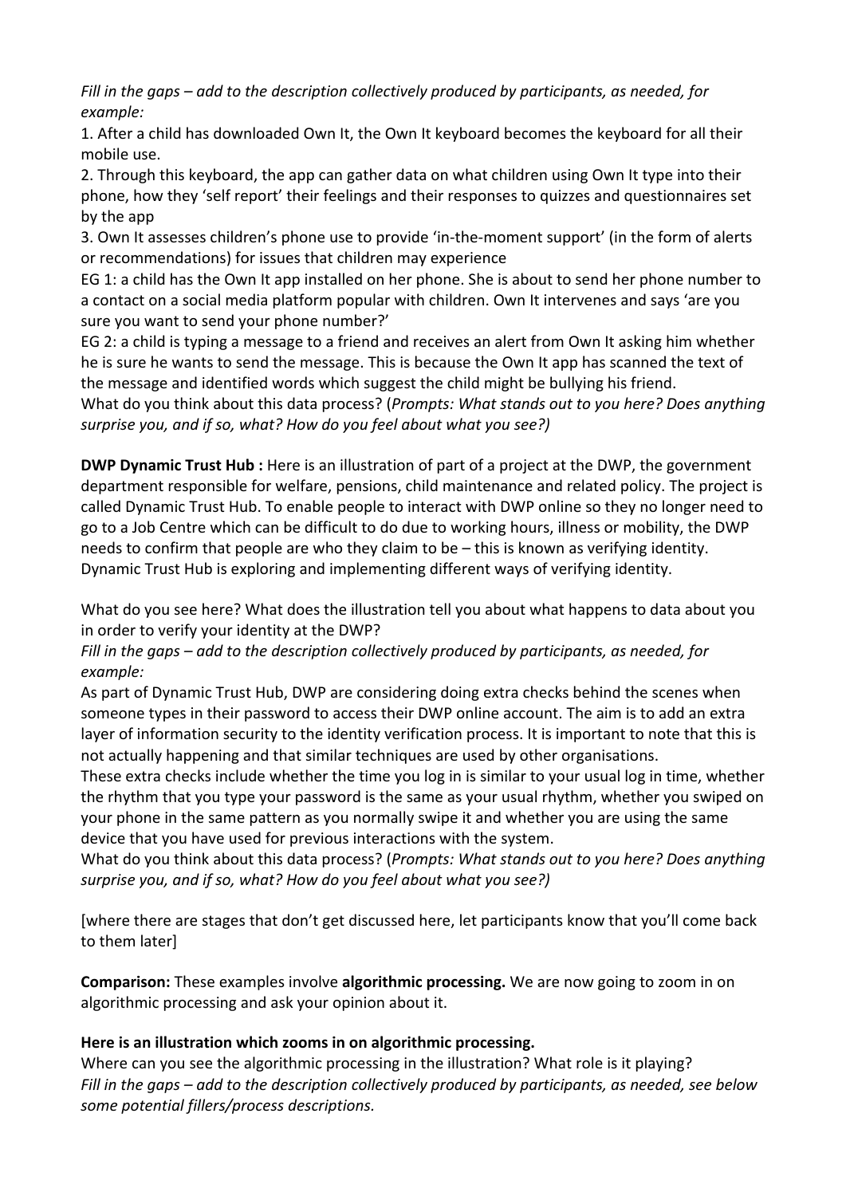*Fill in the gaps – add to the description collectively produced by participants, as needed, for example:*

1. After a child has downloaded Own It, the Own It keyboard becomes the keyboard for all their mobile use.
2. Through this keyboard, the app can gather data on what children using Own It type into their phone, how they 'self report' their feelings and their responses to quizzes and questionnaires set by the app
3. Own It assesses children's phone use to provide 'in-the-moment support' (in the form of alerts or recommendations) for issues that children may experience

EG 1: a child has the Own It app installed on her phone. She is about to send her phone number to a contact on a social media platform popular with children. Own It intervenes and says 'are you sure you want to send your phone number?'

EG 2: a child is typing a message to a friend and receives an alert from Own It asking him whether he is sure he wants to send the message. This is because the Own It app has scanned the text of the message and identified words which suggest the child might be bullying his friend.

What do you think about this data process? (*Prompts: What stands out to you here? Does anything surprise you, and if so, what? How do you feel about what you see?)*

**DWP Dynamic Trust Hub :** Here is an illustration of part of a project at the DWP, the government department responsible for welfare, pensions, child maintenance and related policy. The project is called Dynamic Trust Hub. To enable people to interact with DWP online so they no longer need to go to a Job Centre which can be difficult to do due to working hours, illness or mobility, the DWP needs to confirm that people are who they claim to be – this is known as verifying identity. Dynamic Trust Hub is exploring and implementing different ways of verifying identity.

What do you see here? What does the illustration tell you about what happens to data about you in order to verify your identity at the DWP?

*Fill in the gaps – add to the description collectively produced by participants, as needed, for example:*

As part of Dynamic Trust Hub, DWP are considering doing extra checks behind the scenes when someone types in their password to access their DWP online account. The aim is to add an extra layer of information security to the identity verification process. It is important to note that this is not actually happening and that similar techniques are used by other organisations.

These extra checks include whether the time you log in is similar to your usual log in time, whether the rhythm that you type your password is the same as your usual rhythm, whether you swiped on your phone in the same pattern as you normally swipe it and whether you are using the same device that you have used for previous interactions with the system.

What do you think about this data process? (*Prompts: What stands out to you here? Does anything surprise you, and if so, what? How do you feel about what you see?)*

[where there are stages that don't get discussed here, let participants know that you'll come back to them later]

**Comparison:** These examples involve **algorithmic processing.** We are now going to zoom in on algorithmic processing and ask your opinion about it.

**Here is an illustration which zooms in on algorithmic processing.**

Where can you see the algorithmic processing in the illustration? What role is it playing?

*Fill in the gaps – add to the description collectively produced by participants, as needed, see below some potential fillers/process descriptions.*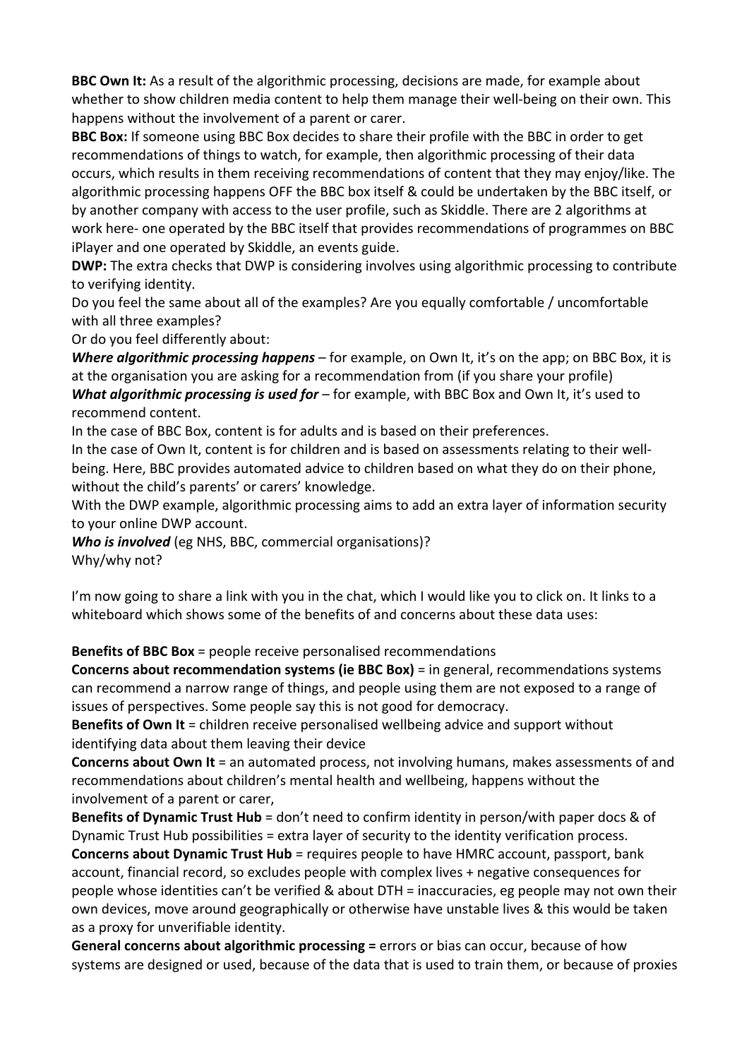**BBC Own It:** As a result of the algorithmic processing, decisions are made, for example about whether to show children media content to help them manage their well-being on their own. This happens without the involvement of a parent or carer.

**BBC Box:** If someone using BBC Box decides to share their profile with the BBC in order to get recommendations of things to watch, for example, then algorithmic processing of their data occurs, which results in them receiving recommendations of content that they may enjoy/like. The algorithmic processing happens OFF the BBC box itself & could be undertaken by the BBC itself, or by another company with access to the user profile, such as Skiddle. There are 2 algorithms at work here- one operated by the BBC itself that provides recommendations of programmes on BBC iPlayer and one operated by Skiddle, an events guide.

**DWP:** The extra checks that DWP is considering involves using algorithmic processing to contribute to verifying identity.

Do you feel the same about all of the examples? Are you equally comfortable / uncomfortable with all three examples?

Or do you feel differently about:

***Where algorithmic processing happens*** – for example, on Own It, it's on the app; on BBC Box, it is at the organisation you are asking for a recommendation from (if you share your profile)

***What algorithmic processing is used for*** – for example, with BBC Box and Own It, it's used to recommend content.

In the case of BBC Box, content is for adults and is based on their preferences.

In the case of Own It, content is for children and is based on assessments relating to their well-being. Here, BBC provides automated advice to children based on what they do on their phone, without the child's parents' or carers' knowledge.

With the DWP example, algorithmic processing aims to add an extra layer of information security to your online DWP account.

***Who is involved*** (eg NHS, BBC, commercial organisations)?

Why/why not?

I'm now going to share a link with you in the chat, which I would like you to click on. It links to a whiteboard which shows some of the benefits of and concerns about these data uses:

**Benefits of BBC Box** = people receive personalised recommendations

**Concerns about recommendation systems (ie BBC Box)** = in general, recommendations systems can recommend a narrow range of things, and people using them are not exposed to a range of issues of perspectives. Some people say this is not good for democracy.

**Benefits of Own It** = children receive personalised wellbeing advice and support without identifying data about them leaving their device

**Concerns about Own It** = an automated process, not involving humans, makes assessments of and recommendations about children's mental health and wellbeing, happens without the involvement of a parent or carer,

**Benefits of Dynamic Trust Hub** = don't need to confirm identity in person/with paper docs & of Dynamic Trust Hub possibilities = extra layer of security to the identity verification process.

**Concerns about Dynamic Trust Hub** = requires people to have HMRC account, passport, bank account, financial record, so excludes people with complex lives + negative consequences for people whose identities can't be verified & about DTH = inaccuracies, eg people may not own their own devices, move around geographically or otherwise have unstable lives & this would be taken as a proxy for unverifiable identity.

**General concerns about algorithmic processing =** errors or bias can occur, because of how systems are designed or used, because of the data that is used to train them, or because of proxies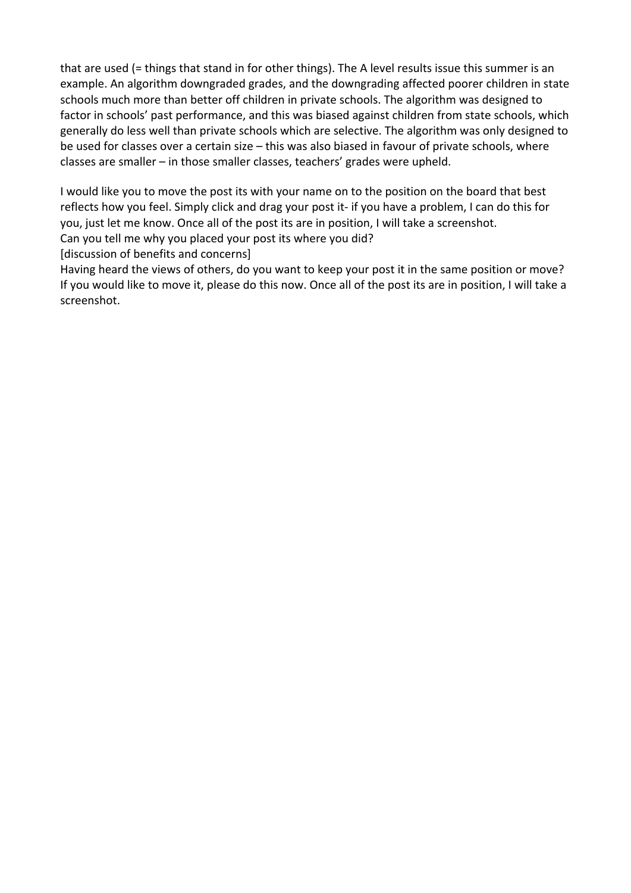that are used (= things that stand in for other things). The A level results issue this summer is an example. An algorithm downgraded grades, and the downgrading affected poorer children in state schools much more than better off children in private schools. The algorithm was designed to factor in schools' past performance, and this was biased against children from state schools, which generally do less well than private schools which are selective. The algorithm was only designed to be used for classes over a certain size – this was also biased in favour of private schools, where classes are smaller – in those smaller classes, teachers' grades were upheld.

I would like you to move the post its with your name on to the position on the board that best reflects how you feel. Simply click and drag your post it- if you have a problem, I can do this for you, just let me know. Once all of the post its are in position, I will take a screenshot.
Can you tell me why you placed your post its where you did?
[discussion of benefits and concerns]
Having heard the views of others, do you want to keep your post it in the same position or move? If you would like to move it, please do this now. Once all of the post its are in position, I will take a screenshot.